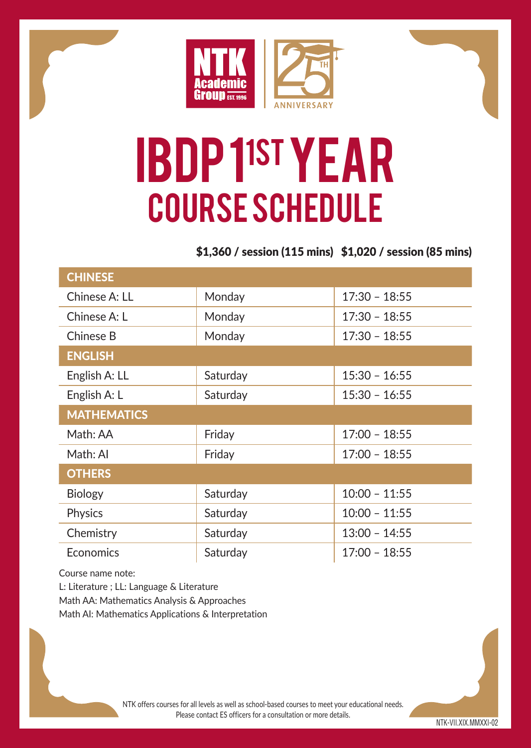NTK Academic Group EST. 1996

25TH ANNIVERSARY

# IBDP 1ST YEAR
## COURSE SCHEDULE

**\$1,360 / session (115 mins)   \$1,020 / session (85 mins)**

| CHINESE | | |
|---|---|---|
| Chinese A: LL | Monday | 17:30 – 18:55 |
| Chinese A: L | Monday | 17:30 – 18:55 |
| Chinese B | Monday | 17:30 – 18:55 |
| **ENGLISH** | | |
| English A: LL | Saturday | 15:30 – 16:55 |
| English A: L | Saturday | 15:30 – 16:55 |
| **MATHEMATICS** | | |
| Math: AA | Friday | 17:00 – 18:55 |
| Math: AI | Friday | 17:00 – 18:55 |
| **OTHERS** | | |
| Biology | Saturday | 10:00 – 11:55 |
| Physics | Saturday | 10:00 – 11:55 |
| Chemistry | Saturday | 13:00 – 14:55 |
| Economics | Saturday | 17:00 – 18:55 |

Course name note:
L: Literature ; LL: Language & Literature
Math AA: Mathematics Analysis & Approaches
Math AI: Mathematics Applications & Interpretation

NTK offers courses for all levels as well as school-based courses to meet your educational needs.
Please contact ES officers for a consultation or more details.

NTK-VII.XIX.MMXXI-02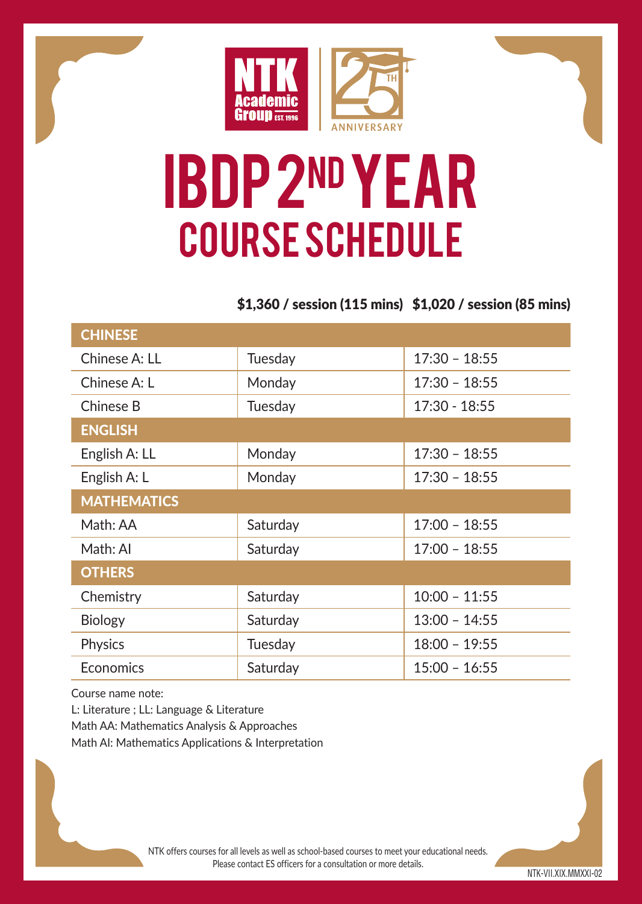NTK Academic Group EST. 1996

25TH ANNIVERSARY

# IBDP 2ND YEAR

## COURSE SCHEDULE

**$1,360 / session (115 mins)   $1,020 / session (85 mins)**

| **CHINESE** | | |
|---|---|---|
| Chinese A: LL | Tuesday | 17:30 – 18:55 |
| Chinese A: L | Monday | 17:30 – 18:55 |
| Chinese B | Tuesday | 17:30 - 18:55 |
| **ENGLISH** | | |
| English A: LL | Monday | 17:30 – 18:55 |
| English A: L | Monday | 17:30 – 18:55 |
| **MATHEMATICS** | | |
| Math: AA | Saturday | 17:00 – 18:55 |
| Math: AI | Saturday | 17:00 – 18:55 |
| **OTHERS** | | |
| Chemistry | Saturday | 10:00 – 11:55 |
| Biology | Saturday | 13:00 – 14:55 |
| Physics | Tuesday | 18:00 – 19:55 |
| Economics | Saturday | 15:00 – 16:55 |

Course name note:
L: Literature ; LL: Language & Literature
Math AA: Mathematics Analysis & Approaches
Math AI: Mathematics Applications & Interpretation

NTK offers courses for all levels as well as school-based courses to meet your educational needs.
Please contact ES officers for a consultation or more details.

NTK-VII.XIX.MMXXI-02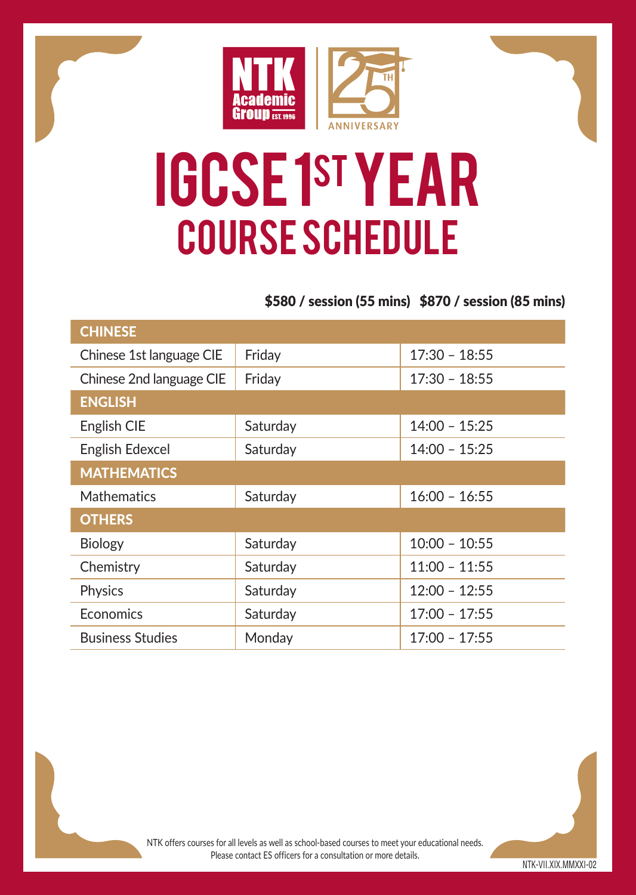NTK Academic Group EST. 1996 | 25TH ANNIVERSARY

# IGCSE 1ST YEAR

## COURSE SCHEDULE

**$580 / session (55 mins)  $870 / session (85 mins)**

| CHINESE | | |
|---|---|---|
| Chinese 1st language CIE | Friday | 17:30 – 18:55 |
| Chinese 2nd language CIE | Friday | 17:30 – 18:55 |
| **ENGLISH** | | |
| English CIE | Saturday | 14:00 – 15:25 |
| English Edexcel | Saturday | 14:00 – 15:25 |
| **MATHEMATICS** | | |
| Mathematics | Saturday | 16:00 – 16:55 |
| **OTHERS** | | |
| Biology | Saturday | 10:00 – 10:55 |
| Chemistry | Saturday | 11:00 – 11:55 |
| Physics | Saturday | 12:00 – 12:55 |
| Economics | Saturday | 17:00 – 17:55 |
| Business Studies | Monday | 17:00 – 17:55 |

NTK offers courses for all levels as well as school-based courses to meet your educational needs.
Please contact ES officers for a consultation or more details.

NTK-VII.XIX.MMXXI-02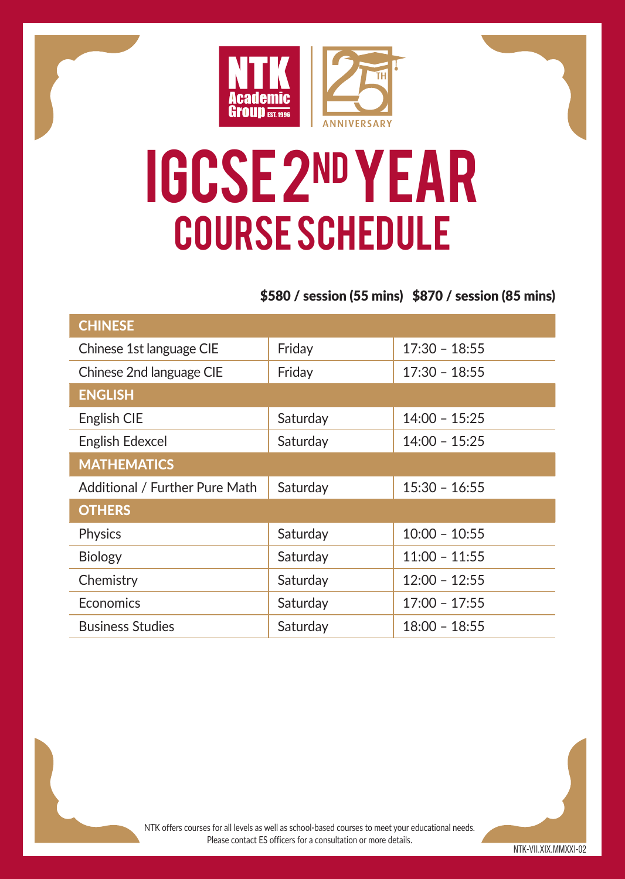NTK Academic Group EST. 1996

25TH ANNIVERSARY

# IGCSE 2ND YEAR
## COURSE SCHEDULE

**$580 / session (55 mins)   $870 / session (85 mins)**

| CHINESE | | |
|---|---|---|
| Chinese 1st language CIE | Friday | 17:30 – 18:55 |
| Chinese 2nd language CIE | Friday | 17:30 – 18:55 |
| **ENGLISH** | | |
| English CIE | Saturday | 14:00 – 15:25 |
| English Edexcel | Saturday | 14:00 – 15:25 |
| **MATHEMATICS** | | |
| Additional / Further Pure Math | Saturday | 15:30 – 16:55 |
| **OTHERS** | | |
| Physics | Saturday | 10:00 – 10:55 |
| Biology | Saturday | 11:00 – 11:55 |
| Chemistry | Saturday | 12:00 – 12:55 |
| Economics | Saturday | 17:00 – 17:55 |
| Business Studies | Saturday | 18:00 – 18:55 |

NTK offers courses for all levels as well as school-based courses to meet your educational needs.
Please contact ES officers for a consultation or more details.

NTK-VII.XIX.MMXXI-02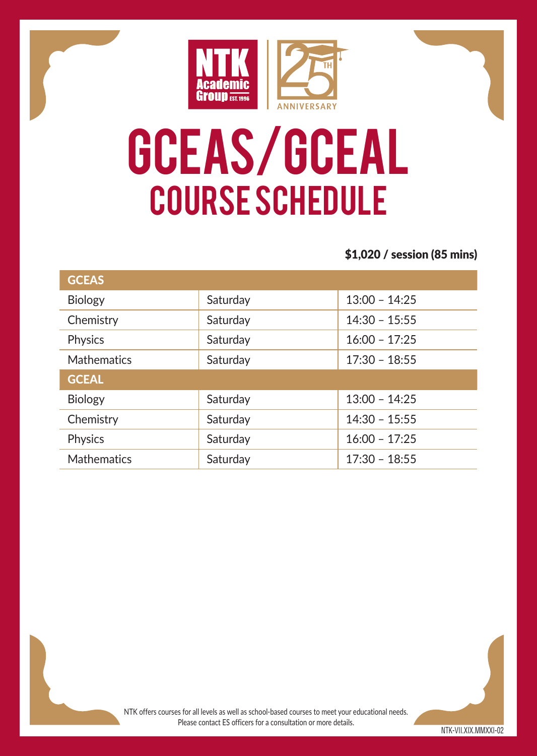NTK Academic Group EST. 1996

25TH ANNIVERSARY

# GCEAS/GCEAL
## COURSE SCHEDULE

**$1,020 / session (85 mins)**

| GCEAS | | |
|---|---|---|
| Biology | Saturday | 13:00 – 14:25 |
| Chemistry | Saturday | 14:30 – 15:55 |
| Physics | Saturday | 16:00 – 17:25 |
| Mathematics | Saturday | 17:30 – 18:55 |
| **GCEAL** | | |
| Biology | Saturday | 13:00 – 14:25 |
| Chemistry | Saturday | 14:30 – 15:55 |
| Physics | Saturday | 16:00 – 17:25 |
| Mathematics | Saturday | 17:30 – 18:55 |

NTK offers courses for all levels as well as school-based courses to meet your educational needs.
Please contact ES officers for a consultation or more details.

NTK-VII.XIX.MMXXI-02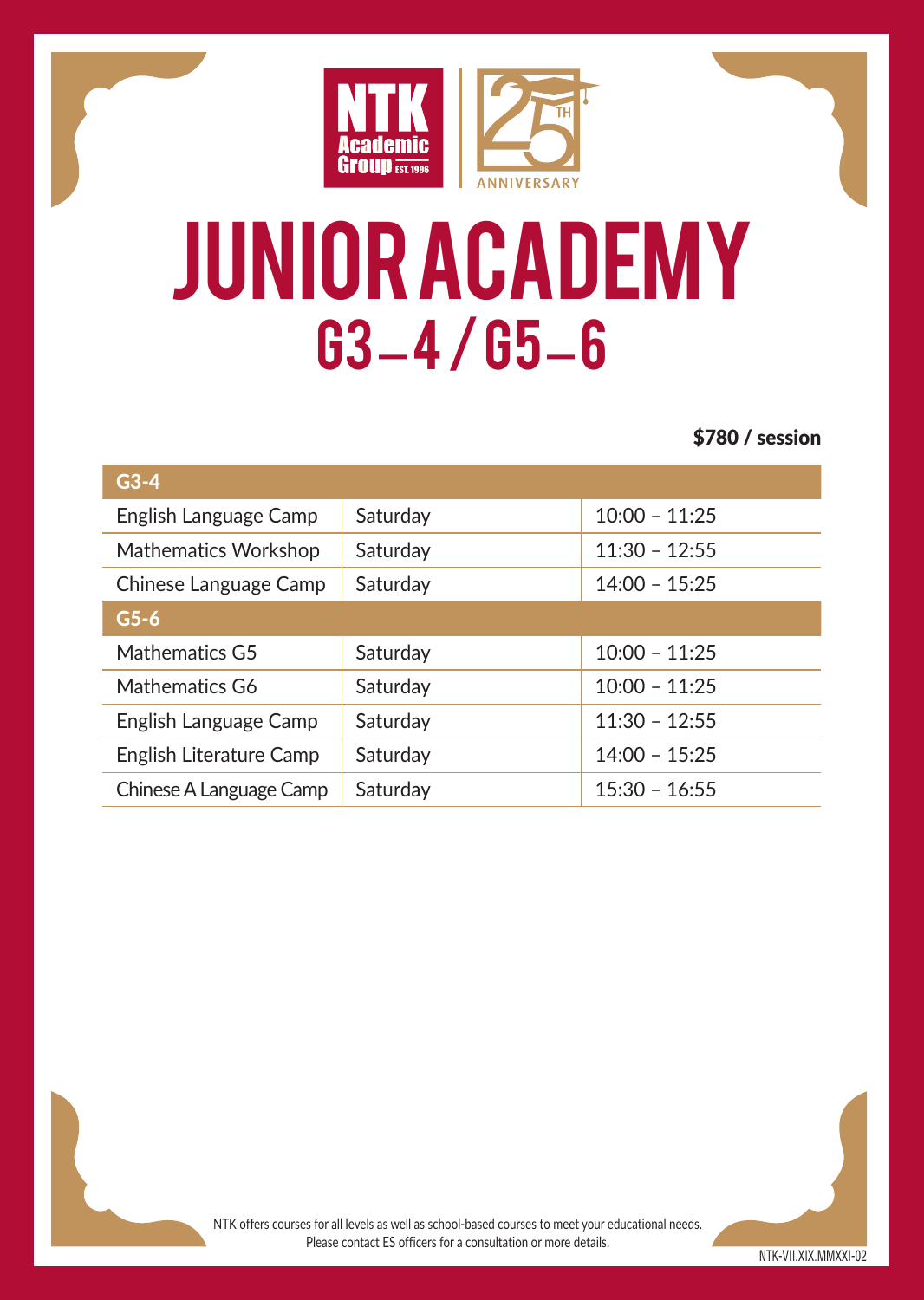NTK Academic Group EST. 1996

25TH ANNIVERSARY

# JUNIOR ACADEMY

## G3–4 / G5–6

**$780 / session**

| G3-4 | | |
|---|---|---|
| English Language Camp | Saturday | 10:00 – 11:25 |
| Mathematics Workshop | Saturday | 11:30 – 12:55 |
| Chinese Language Camp | Saturday | 14:00 – 15:25 |
| **G5-6** | | |
| Mathematics G5 | Saturday | 10:00 – 11:25 |
| Mathematics G6 | Saturday | 10:00 – 11:25 |
| English Language Camp | Saturday | 11:30 – 12:55 |
| English Literature Camp | Saturday | 14:00 – 15:25 |
| Chinese A Language Camp | Saturday | 15:30 – 16:55 |

NTK offers courses for all levels as well as school-based courses to meet your educational needs.
Please contact ES officers for a consultation or more details.

NTK-VII.XIX.MMXXI-02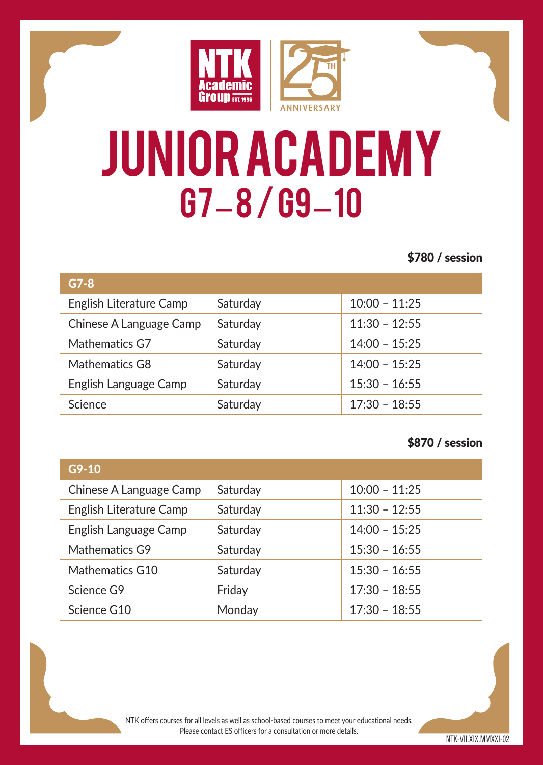NTK Academic Group EST. 1996

25TH ANNIVERSARY

# JUNIOR ACADEMY

## G7–8 / G9–10

**$780 / session**

| G7-8 | | |
|---|---|---|
| English Literature Camp | Saturday | 10:00 – 11:25 |
| Chinese A Language Camp | Saturday | 11:30 – 12:55 |
| Mathematics G7 | Saturday | 14:00 – 15:25 |
| Mathematics G8 | Saturday | 14:00 – 15:25 |
| English Language Camp | Saturday | 15:30 – 16:55 |
| Science | Saturday | 17:30 – 18:55 |

**$870 / session**

| G9-10 | | |
|---|---|---|
| Chinese A Language Camp | Saturday | 10:00 – 11:25 |
| English Literature Camp | Saturday | 11:30 – 12:55 |
| English Language Camp | Saturday | 14:00 – 15:25 |
| Mathematics G9 | Saturday | 15:30 – 16:55 |
| Mathematics G10 | Saturday | 15:30 – 16:55 |
| Science G9 | Friday | 17:30 – 18:55 |
| Science G10 | Monday | 17:30 – 18:55 |

NTK offers courses for all levels as well as school-based courses to meet your educational needs.
Please contact ES officers for a consultation or more details.

NTK-VII.XIX.MMXXI-02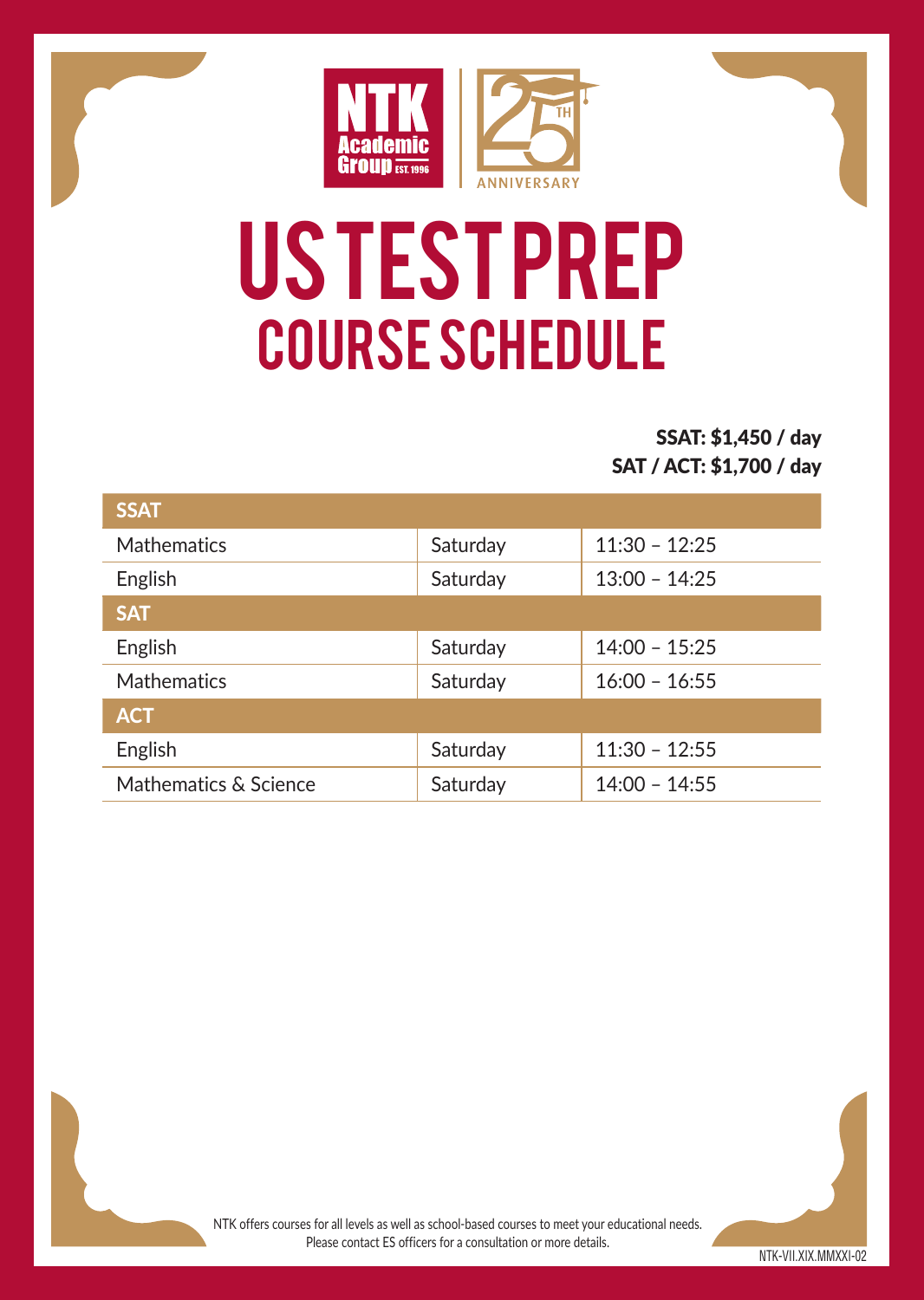NTK Academic Group EST. 1996

25TH ANNIVERSARY

# US TEST PREP

## COURSE SCHEDULE

**SSAT: $1,450 / day**
**SAT / ACT: $1,700 / day**

| | | |
|---|---|---|
| **SSAT** | | |
| Mathematics | Saturday | 11:30 – 12:25 |
| English | Saturday | 13:00 – 14:25 |
| **SAT** | | |
| English | Saturday | 14:00 – 15:25 |
| Mathematics | Saturday | 16:00 – 16:55 |
| **ACT** | | |
| English | Saturday | 11:30 – 12:55 |
| Mathematics & Science | Saturday | 14:00 – 14:55 |

NTK offers courses for all levels as well as school-based courses to meet your educational needs.
Please contact ES officers for a consultation or more details.

NTK-VII.XIX.MMXXI-02